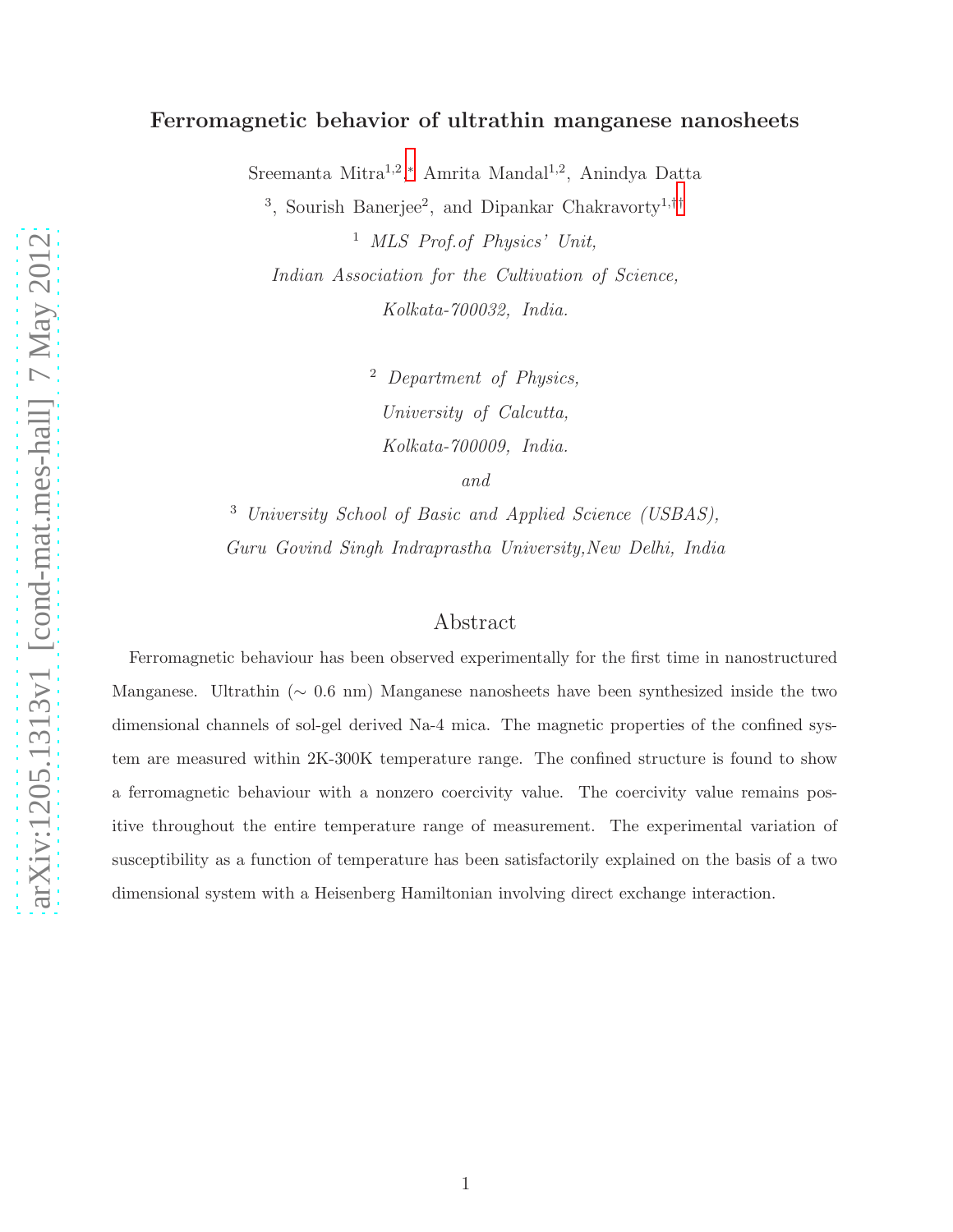# Ferromagnetic behavior of ultrathin manganese nanosheets

Sreemanta Mitra[1,2,*] Amrita Mandal[1,2], Anindya Datta[3], Sourish Banerjee[2], and Dipankar Chakravorty[1,††]

[1] *MLS Prof.of Physics' Unit, Indian Association for the Cultivation of Science, Kolkata-700032, India.*

[2] *Department of Physics, University of Calcutta, Kolkata-700009, India.*

*and*

[3] *University School of Basic and Applied Science (USBAS), Guru Govind Singh Indraprastha University,New Delhi, India*

## Abstract

Ferromagnetic behaviour has been observed experimentally for the first time in nanostructured Manganese. Ultrathin ($\sim$ 0.6 nm) Manganese nanosheets have been synthesized inside the two dimensional channels of sol-gel derived Na-4 mica. The magnetic properties of the confined system are measured within 2K-300K temperature range. The confined structure is found to show a ferromagnetic behaviour with a nonzero coercivity value. The coercivity value remains positive throughout the entire temperature range of measurement. The experimental variation of susceptibility as a function of temperature has been satisfactorily explained on the basis of a two dimensional system with a Heisenberg Hamiltonian involving direct exchange interaction.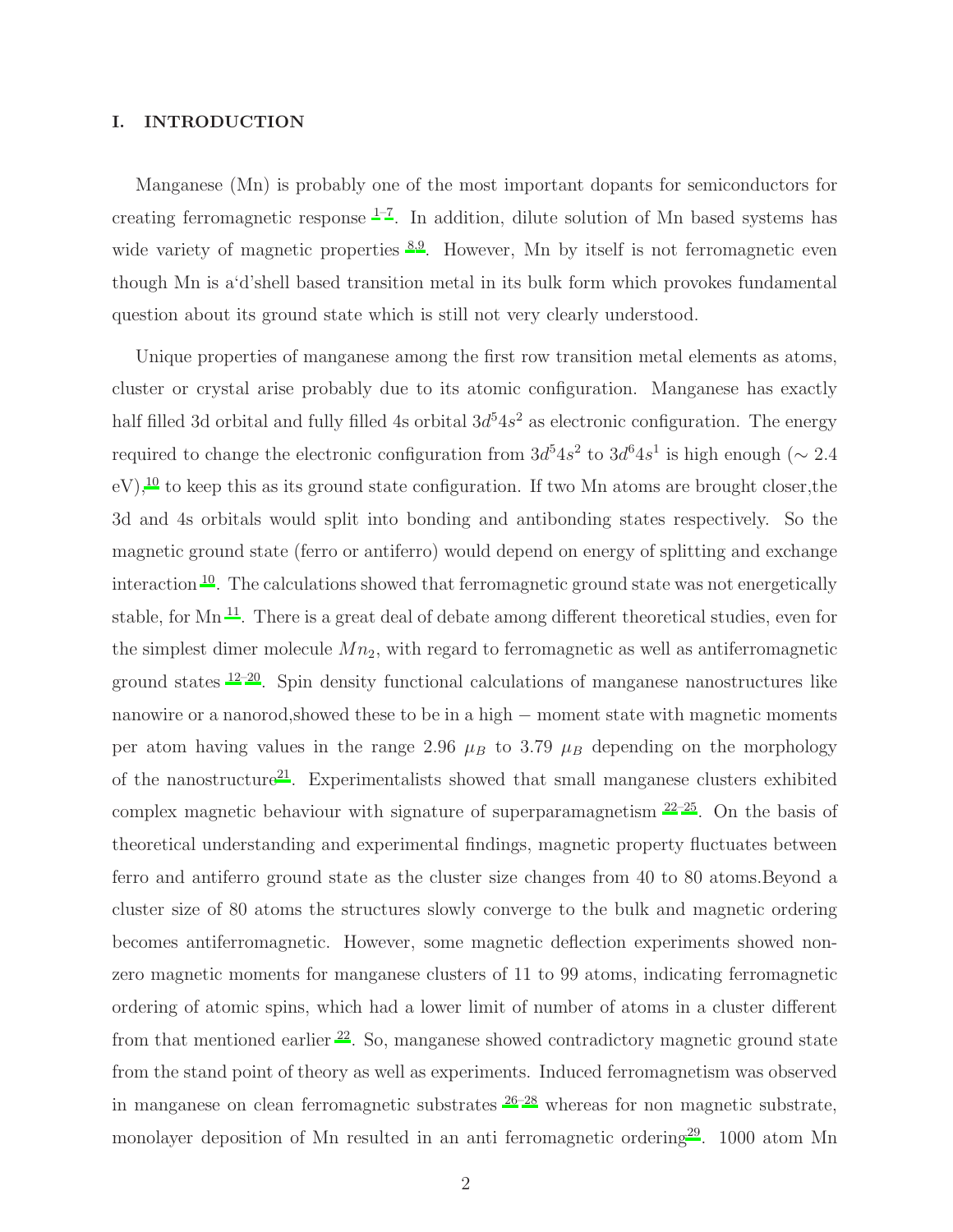## I. INTRODUCTION

Manganese (Mn) is probably one of the most important dopants for semiconductors for creating ferromagnetic response [1–7]. In addition, dilute solution of Mn based systems has wide variety of magnetic properties [8,9]. However, Mn by itself is not ferromagnetic even though Mn is a'd'shell based transition metal in its bulk form which provokes fundamental question about its ground state which is still not very clearly understood.

Unique properties of manganese among the first row transition metal elements as atoms, cluster or crystal arise probably due to its atomic configuration. Manganese has exactly half filled 3d orbital and fully filled 4s orbital $3d^5 4s^2$ as electronic configuration. The energy required to change the electronic configuration from $3d^5 4s^2$ to $3d^6 4s^1$ is high enough ($\sim 2.4$ eV),[10] to keep this as its ground state configuration. If two Mn atoms are brought closer,the 3d and 4s orbitals would split into bonding and antibonding states respectively. So the magnetic ground state (ferro or antiferro) would depend on energy of splitting and exchange interaction [10]. The calculations showed that ferromagnetic ground state was not energetically stable, for Mn [11]. There is a great deal of debate among different theoretical studies, even for the simplest dimer molecule $Mn_2$, with regard to ferromagnetic as well as antiferromagnetic ground states [12–20]. Spin density functional calculations of manganese nanostructures like nanowire or a nanorod,showed these to be in a high $-$ moment state with magnetic moments per atom having values in the range 2.96 $\mu_B$ to 3.79 $\mu_B$ depending on the morphology of the nanostructure[21]. Experimentalists showed that small manganese clusters exhibited complex magnetic behaviour with signature of superparamagnetism [22–25]. On the basis of theoretical understanding and experimental findings, magnetic property fluctuates between ferro and antiferro ground state as the cluster size changes from 40 to 80 atoms.Beyond a cluster size of 80 atoms the structures slowly converge to the bulk and magnetic ordering becomes antiferromagnetic. However, some magnetic deflection experiments showed non-zero magnetic moments for manganese clusters of 11 to 99 atoms, indicating ferromagnetic ordering of atomic spins, which had a lower limit of number of atoms in a cluster different from that mentioned earlier [22]. So, manganese showed contradictory magnetic ground state from the stand point of theory as well as experiments. Induced ferromagnetism was observed in manganese on clean ferromagnetic substrates [26–28] whereas for non magnetic substrate, monolayer deposition of Mn resulted in an anti ferromagnetic ordering[29]. 1000 atom Mn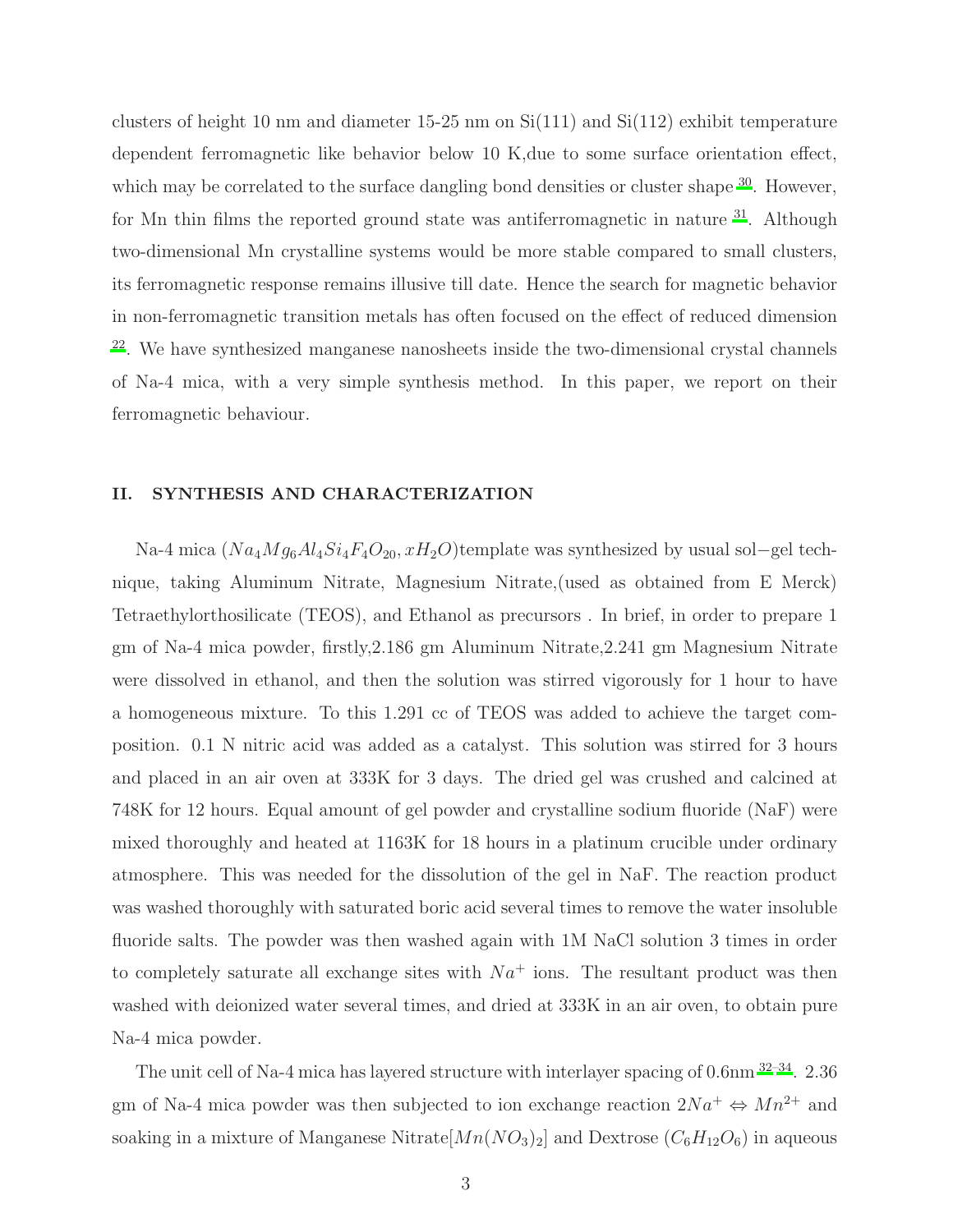clusters of height 10 nm and diameter 15-25 nm on Si(111) and Si(112) exhibit temperature dependent ferromagnetic like behavior below 10 K,due to some surface orientation effect, which may be correlated to the surface dangling bond densities or cluster shape [30]. However, for Mn thin films the reported ground state was antiferromagnetic in nature [31]. Although two-dimensional Mn crystalline systems would be more stable compared to small clusters, its ferromagnetic response remains illusive till date. Hence the search for magnetic behavior in non-ferromagnetic transition metals has often focused on the effect of reduced dimension [22]. We have synthesized manganese nanosheets inside the two-dimensional crystal channels of Na-4 mica, with a very simple synthesis method. In this paper, we report on their ferromagnetic behaviour.

## II. SYNTHESIS AND CHARACTERIZATION

Na-4 mica ($Na_4Mg_6Al_4Si_4F_4O_{20}, xH_2O$)template was synthesized by usual sol−gel technique, taking Aluminum Nitrate, Magnesium Nitrate,(used as obtained from E Merck) Tetraethylorthosilicate (TEOS), and Ethanol as precursors . In brief, in order to prepare 1 gm of Na-4 mica powder, firstly,2.186 gm Aluminum Nitrate,2.241 gm Magnesium Nitrate were dissolved in ethanol, and then the solution was stirred vigorously for 1 hour to have a homogeneous mixture. To this 1.291 cc of TEOS was added to achieve the target composition. 0.1 N nitric acid was added as a catalyst. This solution was stirred for 3 hours and placed in an air oven at 333K for 3 days. The dried gel was crushed and calcined at 748K for 12 hours. Equal amount of gel powder and crystalline sodium fluoride (NaF) were mixed thoroughly and heated at 1163K for 18 hours in a platinum crucible under ordinary atmosphere. This was needed for the dissolution of the gel in NaF. The reaction product was washed thoroughly with saturated boric acid several times to remove the water insoluble fluoride salts. The powder was then washed again with 1M NaCl solution 3 times in order to completely saturate all exchange sites with $Na^+$ ions. The resultant product was then washed with deionized water several times, and dried at 333K in an air oven, to obtain pure Na-4 mica powder.

The unit cell of Na-4 mica has layered structure with interlayer spacing of 0.6nm [32–34]. 2.36 gm of Na-4 mica powder was then subjected to ion exchange reaction $2Na^+ \Leftrightarrow Mn^{2+}$ and soaking in a mixture of Manganese Nitrate[$Mn(NO_3)_2$] and Dextrose ($C_6H_{12}O_6$) in aqueous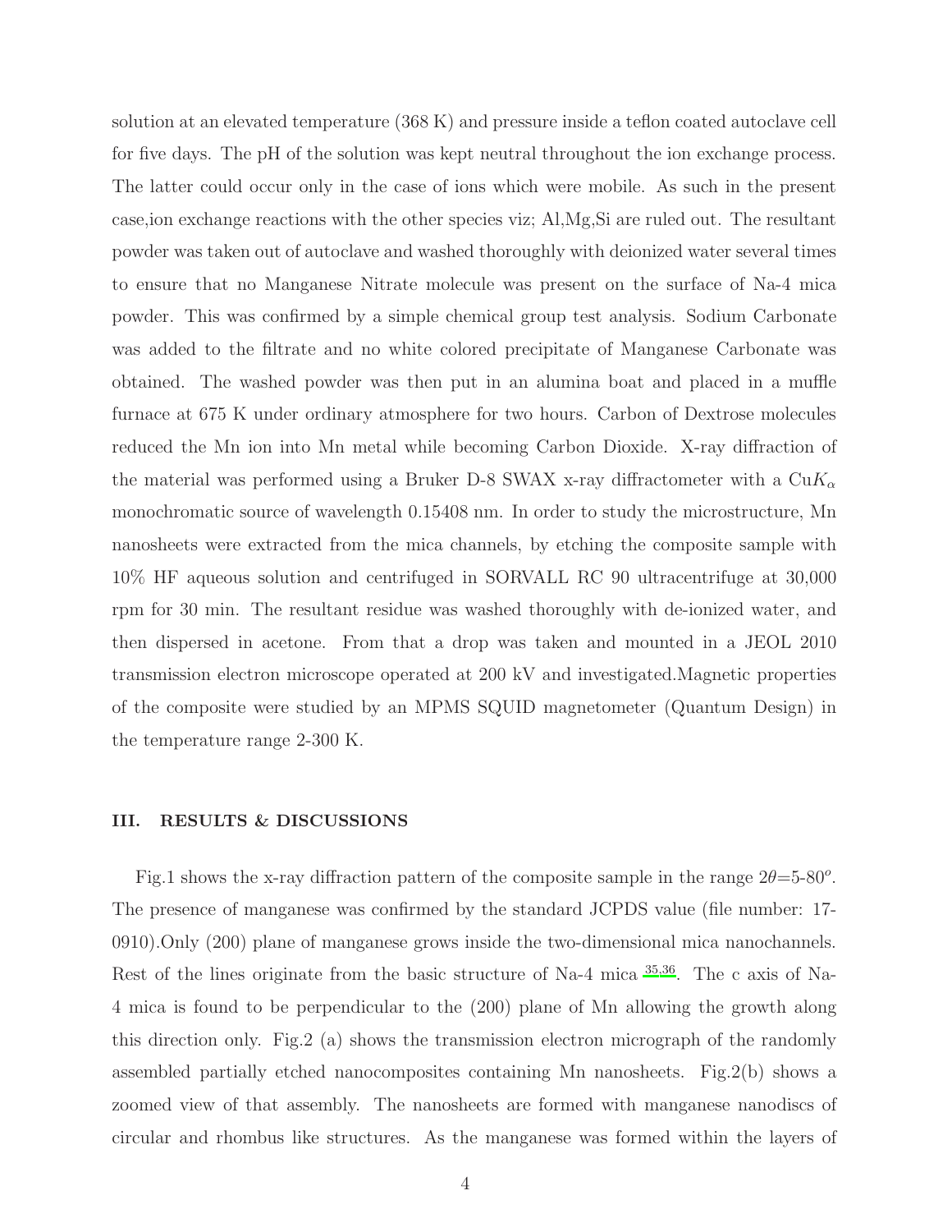solution at an elevated temperature (368 K) and pressure inside a teflon coated autoclave cell for five days. The pH of the solution was kept neutral throughout the ion exchange process. The latter could occur only in the case of ions which were mobile. As such in the present case,ion exchange reactions with the other species viz; Al,Mg,Si are ruled out. The resultant powder was taken out of autoclave and washed thoroughly with deionized water several times to ensure that no Manganese Nitrate molecule was present on the surface of Na-4 mica powder. This was confirmed by a simple chemical group test analysis. Sodium Carbonate was added to the filtrate and no white colored precipitate of Manganese Carbonate was obtained. The washed powder was then put in an alumina boat and placed in a muffle furnace at 675 K under ordinary atmosphere for two hours. Carbon of Dextrose molecules reduced the Mn ion into Mn metal while becoming Carbon Dioxide. X-ray diffraction of the material was performed using a Bruker D-8 SWAX x-ray diffractometer with a Cu$K_\alpha$ monochromatic source of wavelength 0.15408 nm. In order to study the microstructure, Mn nanosheets were extracted from the mica channels, by etching the composite sample with 10% HF aqueous solution and centrifuged in SORVALL RC 90 ultracentrifuge at 30,000 rpm for 30 min. The resultant residue was washed thoroughly with de-ionized water, and then dispersed in acetone. From that a drop was taken and mounted in a JEOL 2010 transmission electron microscope operated at 200 kV and investigated.Magnetic properties of the composite were studied by an MPMS SQUID magnetometer (Quantum Design) in the temperature range 2-300 K.

## III. RESULTS & DISCUSSIONS

Fig.1 shows the x-ray diffraction pattern of the composite sample in the range $2\theta$=5-80$^o$. The presence of manganese was confirmed by the standard JCPDS value (file number: 17-0910).Only (200) plane of manganese grows inside the two-dimensional mica nanochannels. Rest of the lines originate from the basic structure of Na-4 mica [35,36]. The c axis of Na-4 mica is found to be perpendicular to the (200) plane of Mn allowing the growth along this direction only. Fig.2 (a) shows the transmission electron micrograph of the randomly assembled partially etched nanocomposites containing Mn nanosheets. Fig.2(b) shows a zoomed view of that assembly. The nanosheets are formed with manganese nanodiscs of circular and rhombus like structures. As the manganese was formed within the layers of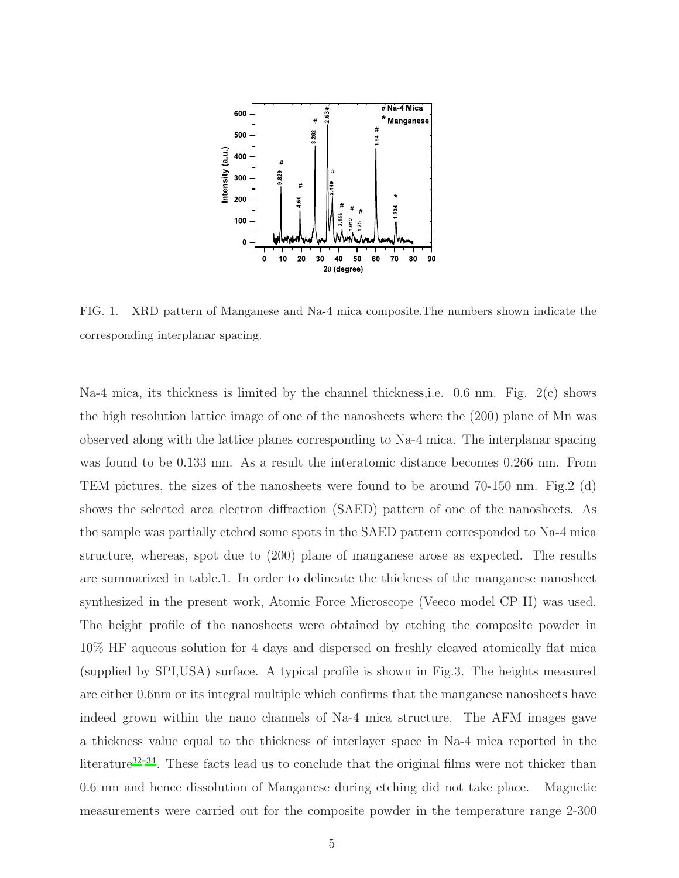FIG. 1. XRD pattern of Manganese and Na-4 mica composite.The numbers shown indicate the corresponding interplanar spacing.

Na-4 mica, its thickness is limited by the channel thickness,i.e. 0.6 nm. Fig. 2(c) shows the high resolution lattice image of one of the nanosheets where the (200) plane of Mn was observed along with the lattice planes corresponding to Na-4 mica. The interplanar spacing was found to be 0.133 nm. As a result the interatomic distance becomes 0.266 nm. From TEM pictures, the sizes of the nanosheets were found to be around 70-150 nm. Fig.2 (d) shows the selected area electron diffraction (SAED) pattern of one of the nanosheets. As the sample was partially etched some spots in the SAED pattern corresponded to Na-4 mica structure, whereas, spot due to (200) plane of manganese arose as expected. The results are summarized in table.1. In order to delineate the thickness of the manganese nanosheet synthesized in the present work, Atomic Force Microscope (Veeco model CP II) was used. The height profile of the nanosheets were obtained by etching the composite powder in 10% HF aqueous solution for 4 days and dispersed on freshly cleaved atomically flat mica (supplied by SPI,USA) surface. A typical profile is shown in Fig.3. The heights measured are either 0.6nm or its integral multiple which confirms that the manganese nanosheets have indeed grown within the nano channels of Na-4 mica structure. The AFM images gave a thickness value equal to the thickness of interlayer space in Na-4 mica reported in the literature[32–34]. These facts lead us to conclude that the original films were not thicker than 0.6 nm and hence dissolution of Manganese during etching did not take place. Magnetic measurements were carried out for the composite powder in the temperature range 2-300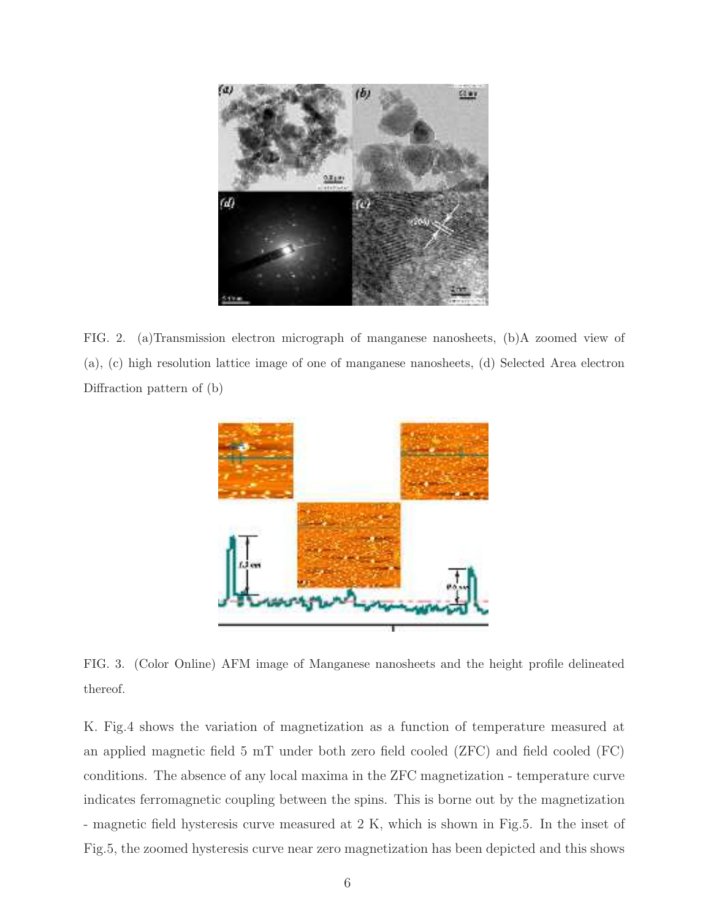FIG. 2. (a)Transmission electron micrograph of manganese nanosheets, (b)A zoomed view of (a), (c) high resolution lattice image of one of manganese nanosheets, (d) Selected Area electron Diffraction pattern of (b)

FIG. 3. (Color Online) AFM image of Manganese nanosheets and the height profile delineated thereof.

K. Fig.4 shows the variation of magnetization as a function of temperature measured at an applied magnetic field 5 mT under both zero field cooled (ZFC) and field cooled (FC) conditions. The absence of any local maxima in the ZFC magnetization - temperature curve indicates ferromagnetic coupling between the spins. This is borne out by the magnetization - magnetic field hysteresis curve measured at 2 K, which is shown in Fig.5. In the inset of Fig.5, the zoomed hysteresis curve near zero magnetization has been depicted and this shows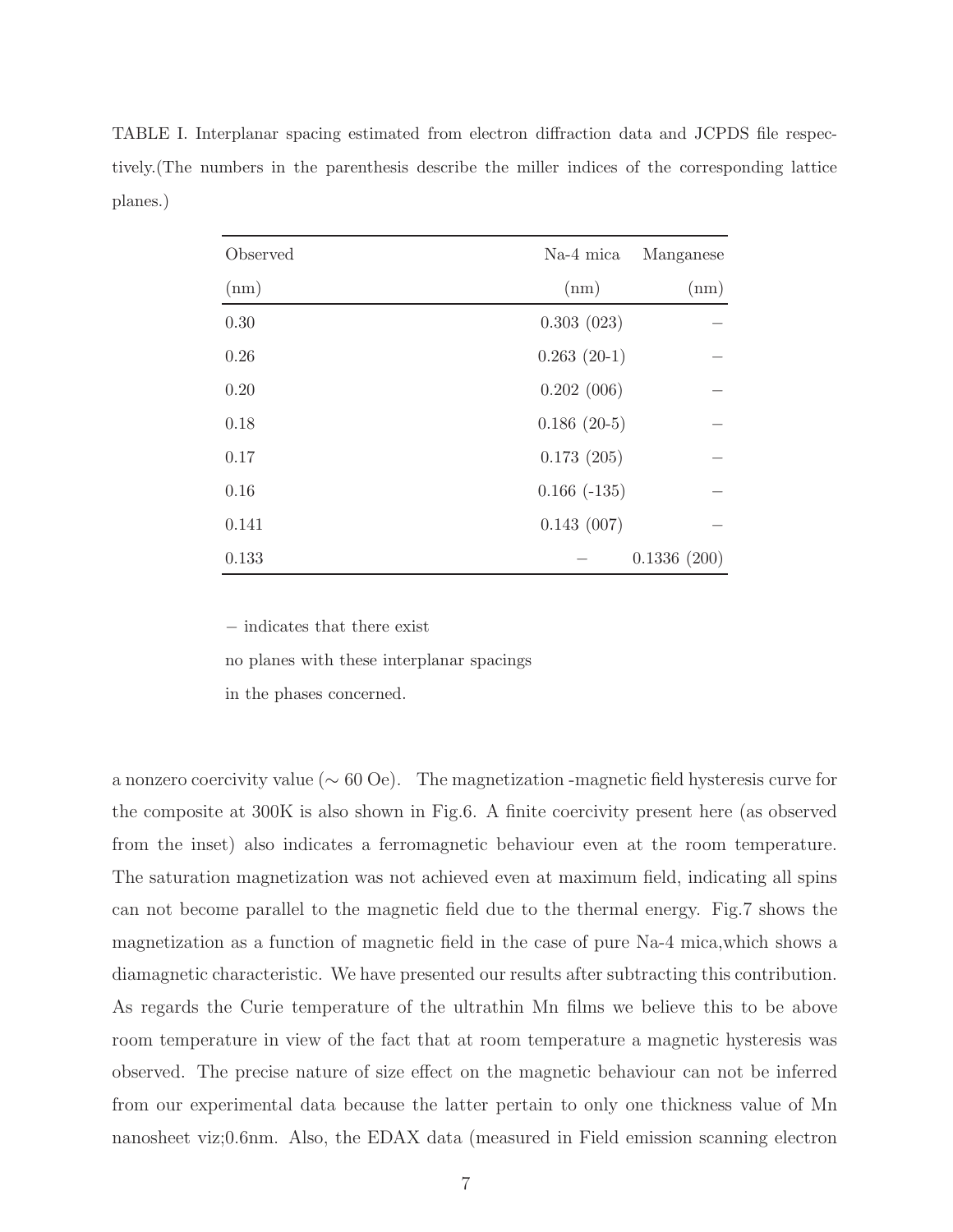TABLE I. Interplanar spacing estimated from electron diffraction data and JCPDS file respectively.(The numbers in the parenthesis describe the miller indices of the corresponding lattice planes.)

| Observed (nm) | Na-4 mica (nm) | Manganese (nm) |
|---|---|---|
| 0.30 | 0.303 (023) | – |
| 0.26 | 0.263 (20-1) | – |
| 0.20 | 0.202 (006) | – |
| 0.18 | 0.186 (20-5) | – |
| 0.17 | 0.173 (205) | – |
| 0.16 | 0.166 (-135) | – |
| 0.141 | 0.143 (007) | – |
| 0.133 | – | 0.1336 (200) |

– indicates that there exist no planes with these interplanar spacings in the phases concerned.

a nonzero coercivity value (∼ 60 Oe). The magnetization -magnetic field hysteresis curve for the composite at 300K is also shown in Fig.6. A finite coercivity present here (as observed from the inset) also indicates a ferromagnetic behaviour even at the room temperature. The saturation magnetization was not achieved even at maximum field, indicating all spins can not become parallel to the magnetic field due to the thermal energy. Fig.7 shows the magnetization as a function of magnetic field in the case of pure Na-4 mica,which shows a diamagnetic characteristic. We have presented our results after subtracting this contribution. As regards the Curie temperature of the ultrathin Mn films we believe this to be above room temperature in view of the fact that at room temperature a magnetic hysteresis was observed. The precise nature of size effect on the magnetic behaviour can not be inferred from our experimental data because the latter pertain to only one thickness value of Mn nanosheet viz;0.6nm. Also, the EDAX data (measured in Field emission scanning electron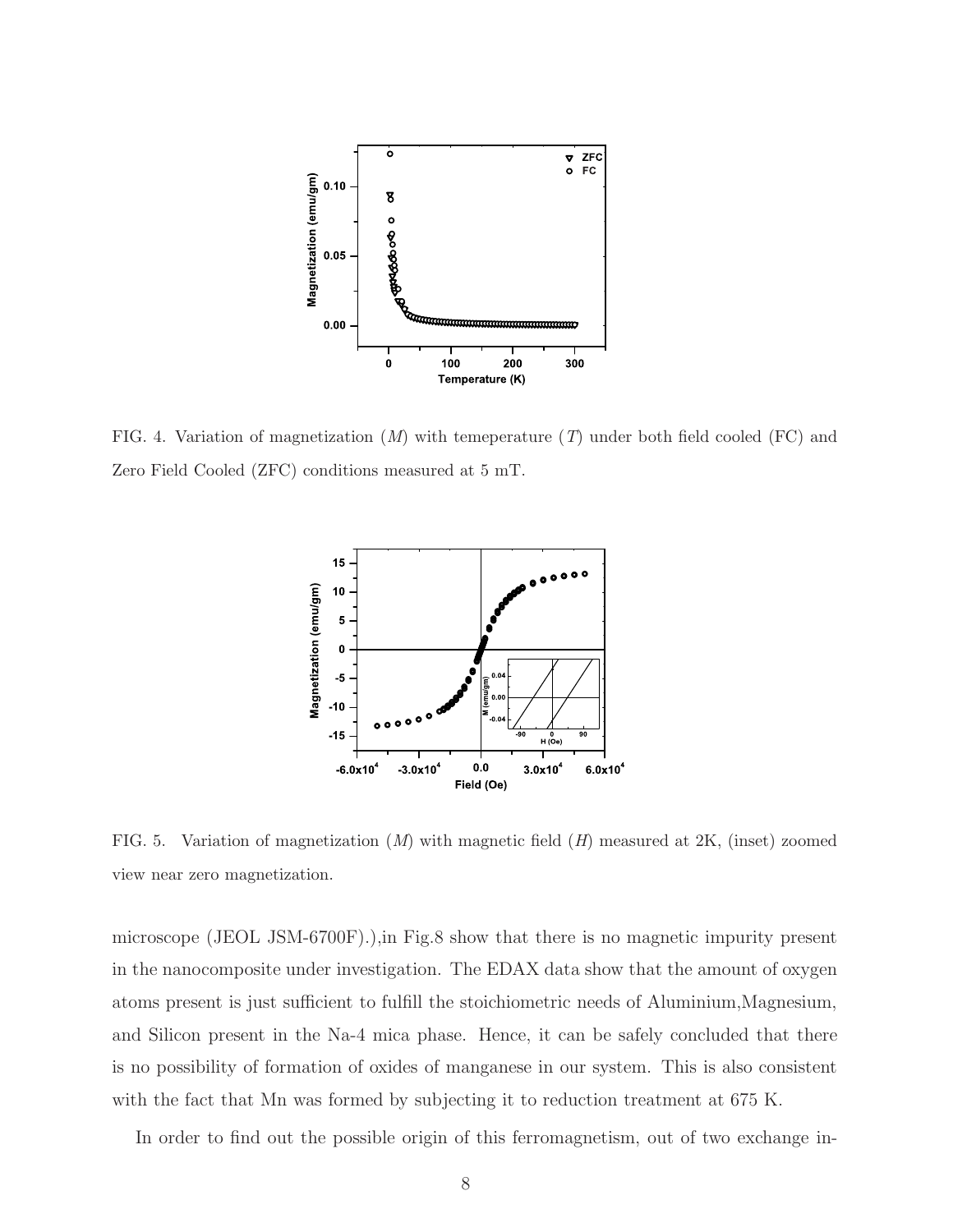FIG. 4. Variation of magnetization ($M$) with temeperature ($T$) under both field cooled (FC) and Zero Field Cooled (ZFC) conditions measured at 5 mT.

FIG. 5. Variation of magnetization ($M$) with magnetic field ($H$) measured at 2K, (inset) zoomed view near zero magnetization.

microscope (JEOL JSM-6700F).),in Fig.8 show that there is no magnetic impurity present in the nanocomposite under investigation. The EDAX data show that the amount of oxygen atoms present is just sufficient to fulfill the stoichiometric needs of Aluminium,Magnesium, and Silicon present in the Na-4 mica phase. Hence, it can be safely concluded that there is no possibility of formation of oxides of manganese in our system. This is also consistent with the fact that Mn was formed by subjecting it to reduction treatment at 675 K.

In order to find out the possible origin of this ferromagnetism, out of two exchange in-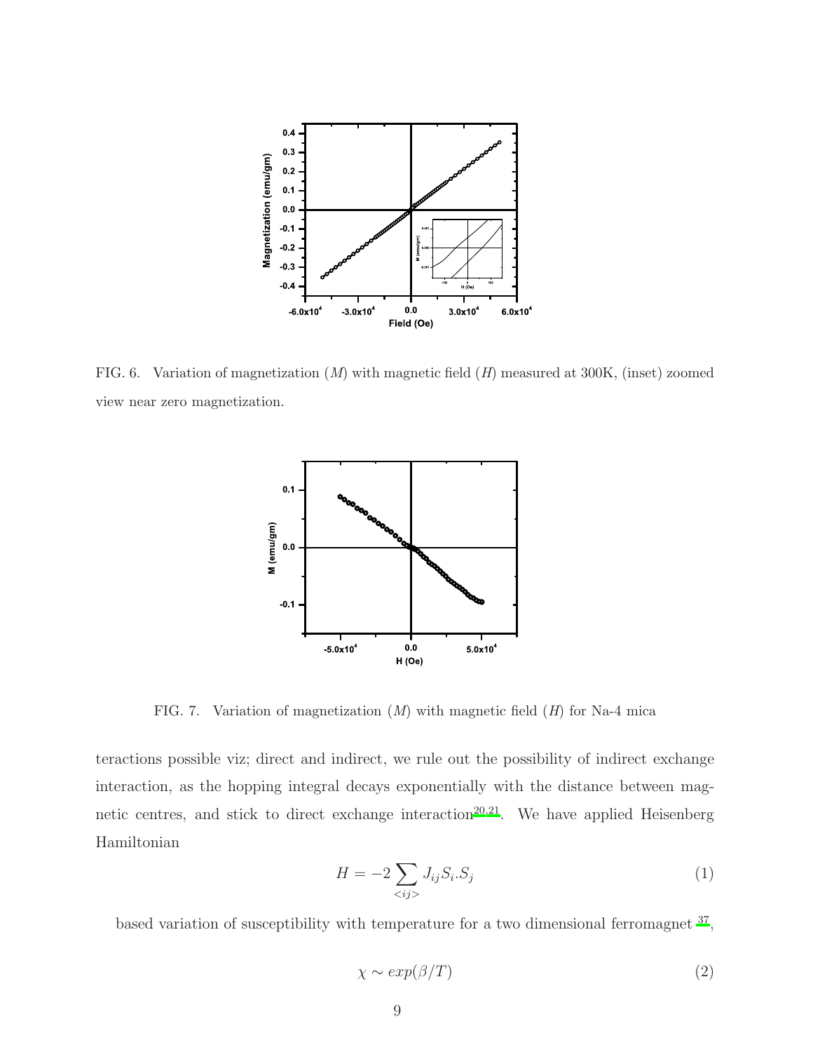FIG. 6. Variation of magnetization ($M$) with magnetic field ($H$) measured at 300K, (inset) zoomed view near zero magnetization.

FIG. 7. Variation of magnetization ($M$) with magnetic field ($H$) for Na-4 mica

teractions possible viz; direct and indirect, we rule out the possibility of indirect exchange interaction, as the hopping integral decays exponentially with the distance between magnetic centres, and stick to direct exchange interaction[20,21]. We have applied Heisenberg Hamiltonian

$$H = -2 \sum_{<ij>} J_{ij} S_i . S_j \tag{1}$$

based variation of susceptibility with temperature for a two dimensional ferromagnet [37],

$$\chi \sim exp(\beta/T) \tag{2}$$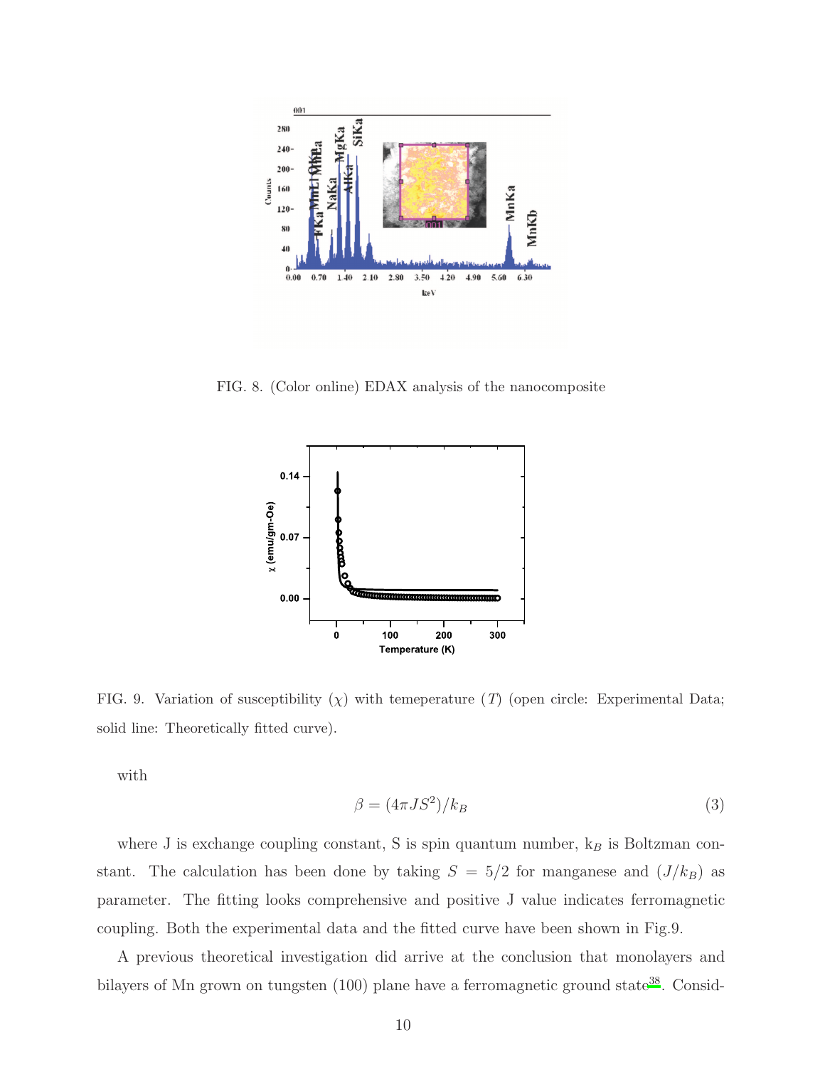FIG. 8. (Color online) EDAX analysis of the nanocomposite

FIG. 9. Variation of susceptibility ($\chi$) with temeperature ($T$) (open circle: Experimental Data; solid line: Theoretically fitted curve).

with

$$\beta = (4\pi J S^2)/k_B \tag{3}$$

where J is exchange coupling constant, S is spin quantum number, $k_B$ is Boltzman constant. The calculation has been done by taking $S = 5/2$ for manganese and $(J/k_B)$ as parameter. The fitting looks comprehensive and positive J value indicates ferromagnetic coupling. Both the experimental data and the fitted curve have been shown in Fig.9.

A previous theoretical investigation did arrive at the conclusion that monolayers and bilayers of Mn grown on tungsten (100) plane have a ferromagnetic ground state[38]. Consid-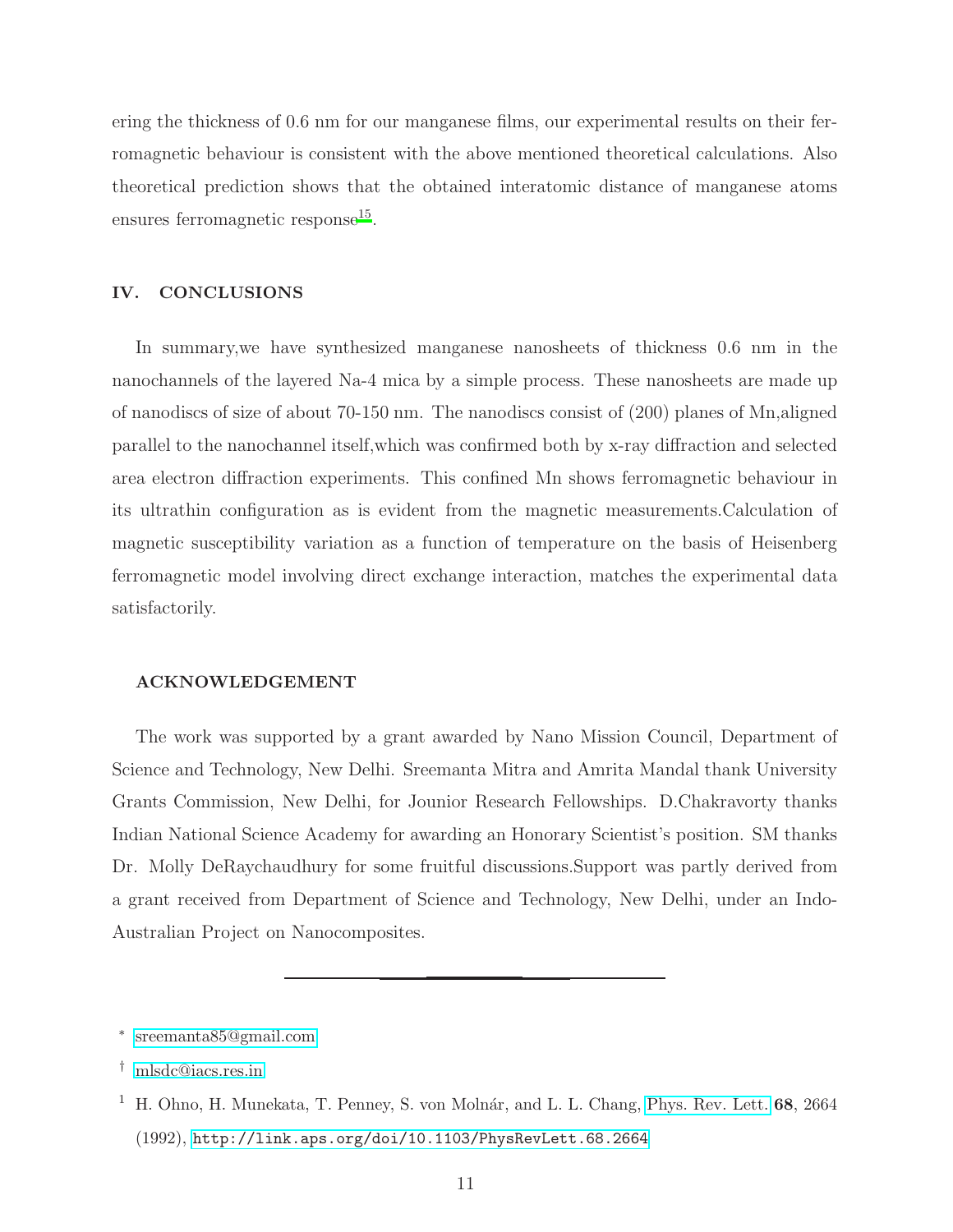ering the thickness of 0.6 nm for our manganese films, our experimental results on their ferromagnetic behaviour is consistent with the above mentioned theoretical calculations. Also theoretical prediction shows that the obtained interatomic distance of manganese atoms ensures ferromagnetic response[15].

## IV. CONCLUSIONS

In summary,we have synthesized manganese nanosheets of thickness 0.6 nm in the nanochannels of the layered Na-4 mica by a simple process. These nanosheets are made up of nanodiscs of size of about 70-150 nm. The nanodiscs consist of (200) planes of Mn,aligned parallel to the nanochannel itself,which was confirmed both by x-ray diffraction and selected area electron diffraction experiments. This confined Mn shows ferromagnetic behaviour in its ultrathin configuration as is evident from the magnetic measurements.Calculation of magnetic susceptibility variation as a function of temperature on the basis of Heisenberg ferromagnetic model involving direct exchange interaction, matches the experimental data satisfactorily.

### ACKNOWLEDGEMENT

The work was supported by a grant awarded by Nano Mission Council, Department of Science and Technology, New Delhi. Sreemanta Mitra and Amrita Mandal thank University Grants Commission, New Delhi, for Jounior Research Fellowships. D.Chakravorty thanks Indian National Science Academy for awarding an Honorary Scientist's position. SM thanks Dr. Molly DeRaychaudhury for some fruitful discussions.Support was partly derived from a grant received from Department of Science and Technology, New Delhi, under an Indo-Australian Project on Nanocomposites.

---

* sreemanta85@gmail.com

† mlsdc@iacs.res.in

[1] H. Ohno, H. Munekata, T. Penney, S. von Molnár, and L. L. Chang, Phys. Rev. Lett. **68**, 2664 (1992), http://link.aps.org/doi/10.1103/PhysRevLett.68.2664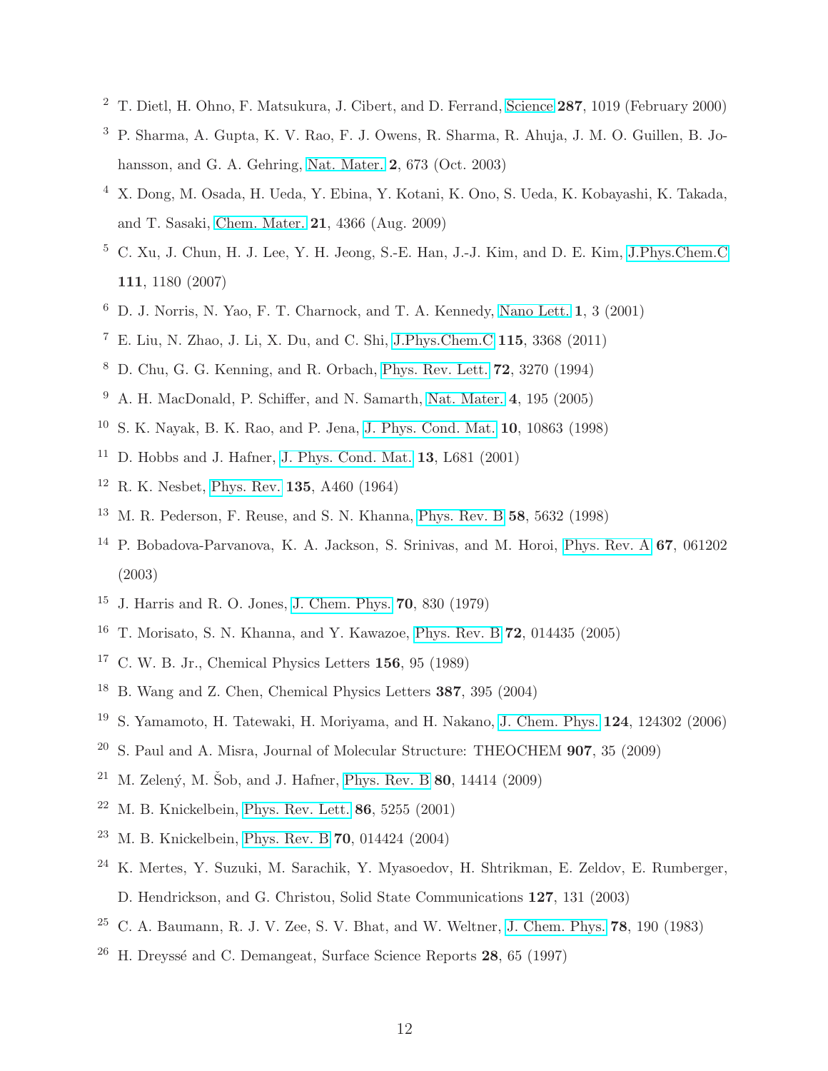[2] T. Dietl, H. Ohno, F. Matsukura, J. Cibert, and D. Ferrand, Science **287**, 1019 (February 2000)

[3] P. Sharma, A. Gupta, K. V. Rao, F. J. Owens, R. Sharma, R. Ahuja, J. M. O. Guillen, B. Johansson, and G. A. Gehring, Nat. Mater. **2**, 673 (Oct. 2003)

[4] X. Dong, M. Osada, H. Ueda, Y. Ebina, Y. Kotani, K. Ono, S. Ueda, K. Kobayashi, K. Takada, and T. Sasaki, Chem. Mater. **21**, 4366 (Aug. 2009)

[5] C. Xu, J. Chun, H. J. Lee, Y. H. Jeong, S.-E. Han, J.-J. Kim, and D. E. Kim, J.Phys.Chem.C **111**, 1180 (2007)

[6] D. J. Norris, N. Yao, F. T. Charnock, and T. A. Kennedy, Nano Lett. **1**, 3 (2001)

[7] E. Liu, N. Zhao, J. Li, X. Du, and C. Shi, J.Phys.Chem.C **115**, 3368 (2011)

[8] D. Chu, G. G. Kenning, and R. Orbach, Phys. Rev. Lett. **72**, 3270 (1994)

[9] A. H. MacDonald, P. Schiffer, and N. Samarth, Nat. Mater. **4**, 195 (2005)

[10] S. K. Nayak, B. K. Rao, and P. Jena, J. Phys. Cond. Mat. **10**, 10863 (1998)

[11] D. Hobbs and J. Hafner, J. Phys. Cond. Mat. **13**, L681 (2001)

[12] R. K. Nesbet, Phys. Rev. **135**, A460 (1964)

[13] M. R. Pederson, F. Reuse, and S. N. Khanna, Phys. Rev. B **58**, 5632 (1998)

[14] P. Bobadova-Parvanova, K. A. Jackson, S. Srinivas, and M. Horoi, Phys. Rev. A **67**, 061202 (2003)

[15] J. Harris and R. O. Jones, J. Chem. Phys. **70**, 830 (1979)

[16] T. Morisato, S. N. Khanna, and Y. Kawazoe, Phys. Rev. B **72**, 014435 (2005)

[17] C. W. B. Jr., Chemical Physics Letters **156**, 95 (1989)

[18] B. Wang and Z. Chen, Chemical Physics Letters **387**, 395 (2004)

[19] S. Yamamoto, H. Tatewaki, H. Moriyama, and H. Nakano, J. Chem. Phys. **124**, 124302 (2006)

[20] S. Paul and A. Misra, Journal of Molecular Structure: THEOCHEM **907**, 35 (2009)

[21] M. Zelený, M. Šob, and J. Hafner, Phys. Rev. B **80**, 14414 (2009)

[22] M. B. Knickelbein, Phys. Rev. Lett. **86**, 5255 (2001)

[23] M. B. Knickelbein, Phys. Rev. B **70**, 014424 (2004)

[24] K. Mertes, Y. Suzuki, M. Sarachik, Y. Myasoedov, H. Shtrikman, E. Zeldov, E. Rumberger, D. Hendrickson, and G. Christou, Solid State Communications **127**, 131 (2003)

[25] C. A. Baumann, R. J. V. Zee, S. V. Bhat, and W. Weltner, J. Chem. Phys. **78**, 190 (1983)

[26] H. Dreyssé and C. Demangeat, Surface Science Reports **28**, 65 (1997)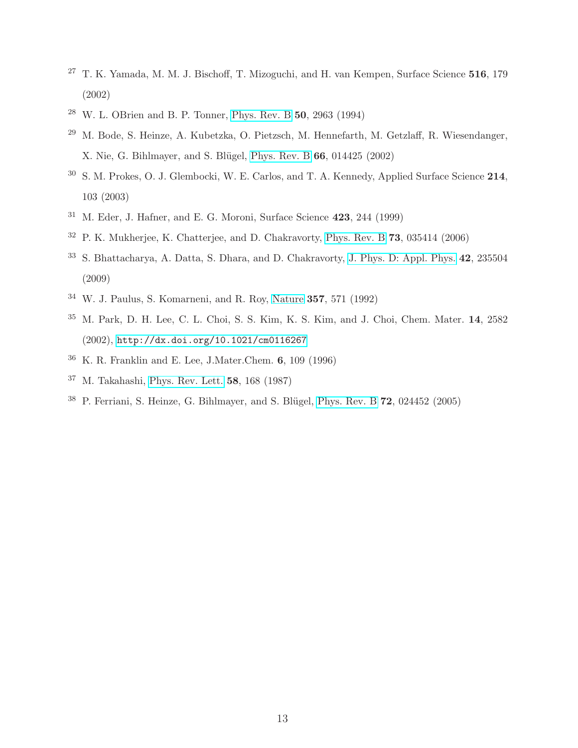[27] T. K. Yamada, M. M. J. Bischoff, T. Mizoguchi, and H. van Kempen, Surface Science **516**, 179 (2002)

[28] W. L. OBrien and B. P. Tonner, Phys. Rev. B **50**, 2963 (1994)

[29] M. Bode, S. Heinze, A. Kubetzka, O. Pietzsch, M. Hennefarth, M. Getzlaff, R. Wiesendanger, X. Nie, G. Bihlmayer, and S. Blügel, Phys. Rev. B **66**, 014425 (2002)

[30] S. M. Prokes, O. J. Glembocki, W. E. Carlos, and T. A. Kennedy, Applied Surface Science **214**, 103 (2003)

[31] M. Eder, J. Hafner, and E. G. Moroni, Surface Science **423**, 244 (1999)

[32] P. K. Mukherjee, K. Chatterjee, and D. Chakravorty, Phys. Rev. B **73**, 035414 (2006)

[33] S. Bhattacharya, A. Datta, S. Dhara, and D. Chakravorty, J. Phys. D: Appl. Phys. **42**, 235504 (2009)

[34] W. J. Paulus, S. Komarneni, and R. Roy, Nature **357**, 571 (1992)

[35] M. Park, D. H. Lee, C. L. Choi, S. S. Kim, K. S. Kim, and J. Choi, Chem. Mater. **14**, 2582 (2002), `http://dx.doi.org/10.1021/cm0116267`

[36] K. R. Franklin and E. Lee, J.Mater.Chem. **6**, 109 (1996)

[37] M. Takahashi, Phys. Rev. Lett. **58**, 168 (1987)

[38] P. Ferriani, S. Heinze, G. Bihlmayer, and S. Blügel, Phys. Rev. B **72**, 024452 (2005)